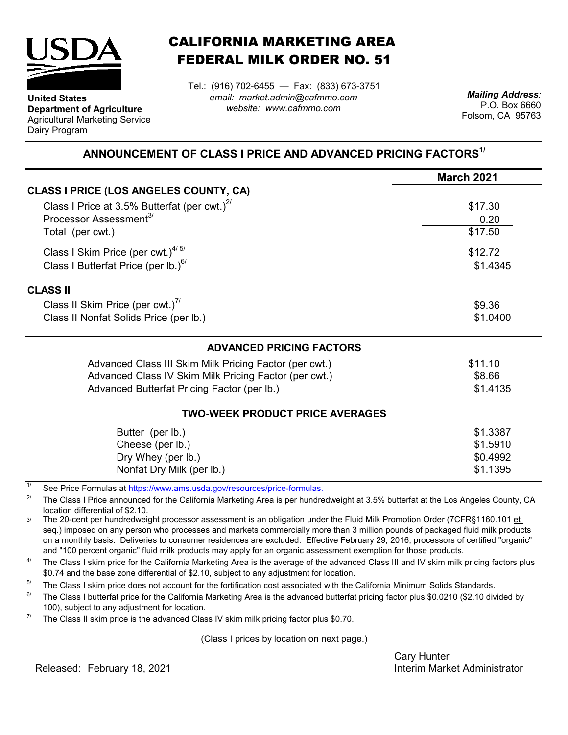**United States Department of Agriculture**
Agricultural Marketing Service
Dairy Program

# CALIFORNIA MARKETING AREA
# FEDERAL MILK ORDER NO. 51

Tel.: (916) 702-6455 — Fax: (833) 673-3751
*email: market.admin@cafmmo.com*
*website: www.cafmmo.com*

*Mailing Address:*
P.O. Box 6660
Folsom, CA 95763

## ANNOUNCEMENT OF CLASS I PRICE AND ADVANCED PRICING FACTORS[1/]

| | March 2021 |
|---|---|
| **CLASS I PRICE (LOS ANGELES COUNTY, CA)** | |
| Class I Price at 3.5% Butterfat (per cwt.)[2/] | $17.30 |
| Processor Assessment[3/] | 0.20 |
| Total (per cwt.) | $17.50 |
| Class I Skim Price (per cwt.)[4/ 5/] | $12.72 |
| Class I Butterfat Price (per lb.)[6/] | $1.4345 |
| **CLASS II** | |
| Class II Skim Price (per cwt.)[7/] | $9.36 |
| Class II Nonfat Solids Price (per lb.) | $1.0400 |

### ADVANCED PRICING FACTORS

| | |
|---|---|
| Advanced Class III Skim Milk Pricing Factor (per cwt.) | $11.10 |
| Advanced Class IV Skim Milk Pricing Factor (per cwt.) | $8.66 |
| Advanced Butterfat Pricing Factor (per lb.) | $1.4135 |

### TWO-WEEK PRODUCT PRICE AVERAGES

| | |
|---|---|
| Butter (per lb.) | $1.3387 |
| Cheese (per lb.) | $1.5910 |
| Dry Whey (per lb.) | $0.4992 |
| Nonfat Dry Milk (per lb.) | $1.1395 |

1/ See Price Formulas at https://www.ams.usda.gov/resources/price-formulas.

2/ The Class I Price announced for the California Marketing Area is per hundredweight at 3.5% butterfat at the Los Angeles County, CA location differential of $2.10.

3/ The 20-cent per hundredweight processor assessment is an obligation under the Fluid Milk Promotion Order (7CFR§1160.101 et seq.) imposed on any person who processes and markets commercially more than 3 million pounds of packaged fluid milk products on a monthly basis. Deliveries to consumer residences are excluded. Effective February 29, 2016, processors of certified "organic" and "100 percent organic" fluid milk products may apply for an organic assessment exemption for those products.

4/ The Class I skim price for the California Marketing Area is the average of the advanced Class III and IV skim milk pricing factors plus $0.74 and the base zone differential of $2.10, subject to any adjustment for location.

5/ The Class I skim price does not account for the fortification cost associated with the California Minimum Solids Standards.

6/ The Class I butterfat price for the California Marketing Area is the advanced butterfat pricing factor plus $0.0210 ($2.10 divided by 100), subject to any adjustment for location.

7/ The Class II skim price is the advanced Class IV skim milk pricing factor plus $0.70.

(Class I prices by location on next page.)

Released: February 18, 2021

Cary Hunter
Interim Market Administrator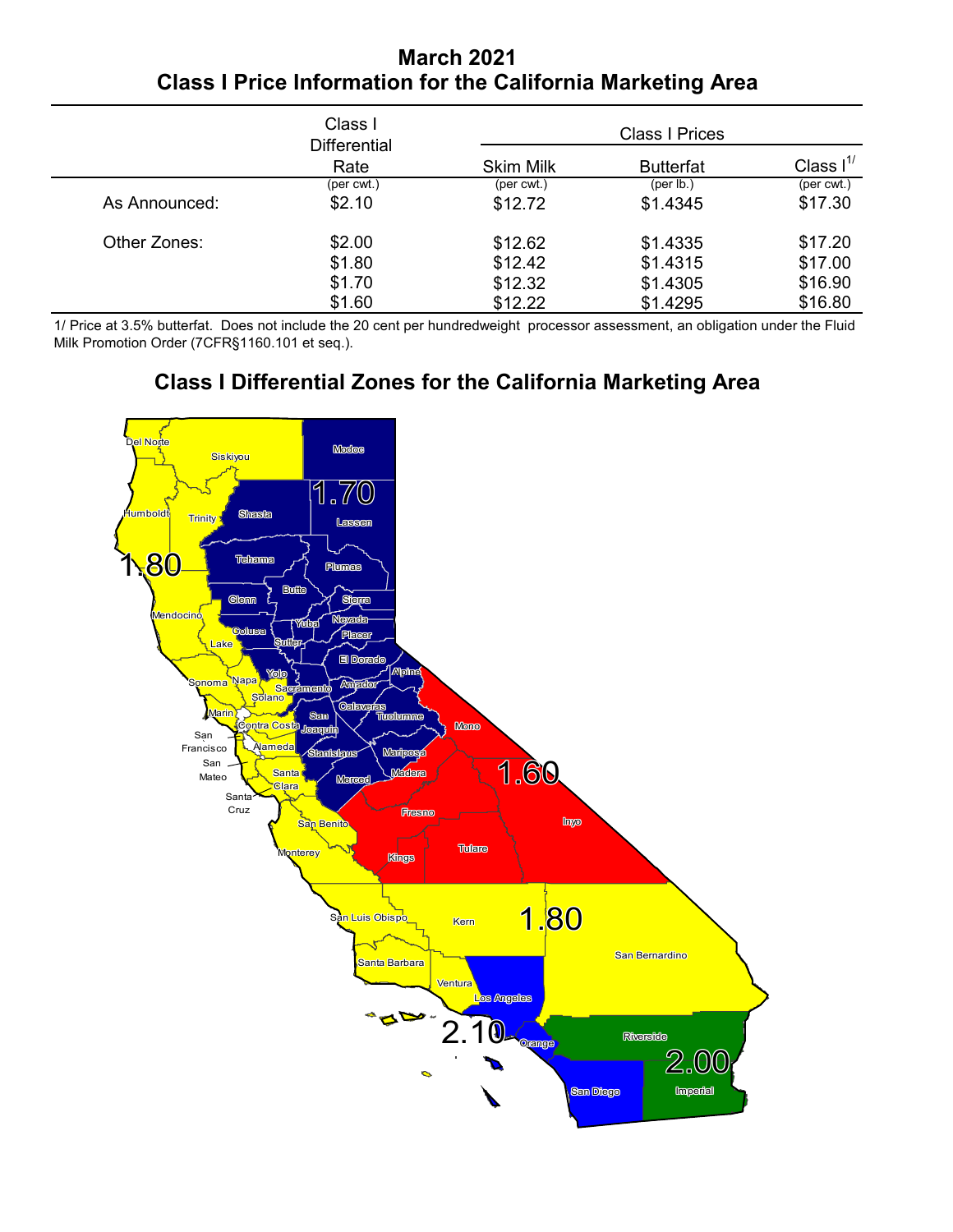# March 2021
# Class I Price Information for the California Marketing Area

| | Class I Differential Rate | Class I Prices | | |
|---|---|---|---|---|
| | | Skim Milk | Butterfat | Class I[1/] |
| | (per cwt.) | (per cwt.) | (per lb.) | (per cwt.) |
| As Announced: | $2.10 | $12.72 | $1.4345 | $17.30 |
| Other Zones: | $2.00 | $12.62 | $1.4335 | $17.20 |
| | $1.80 | $12.42 | $1.4315 | $17.00 |
| | $1.70 | $12.32 | $1.4305 | $16.90 |
| | $1.60 | $12.22 | $1.4295 | $16.80 |

1/ Price at 3.5% butterfat. Does not include the 20 cent per hundredweight processor assessment, an obligation under the Fluid Milk Promotion Order (7CFR§1160.101 et seq.).

## Class I Differential Zones for the California Marketing Area

Del Norte
Siskiyou
Modoc
1.70
Humboldt
Trinity
Shasta
Lassen
1.80
Tehama
Plumas
Butte
Glenn
Sierra
Mendocino
Nevada
Yuba
Colusa
Placer
Lake
Sutter
El Dorado
Yolo
Alpine
Sonoma
Napa
Sacramento
Amador
Solano
Calaveras
Marin
San Joaquin
Tuolumne
Mono
Contra Costa
San Francisco
Alameda
Stanislaus
Mariposa
San Mateo
Santa Clara
Madera
1.60
Merced
Santa Cruz
Fresno
San Benito
Inyo
Tulare
Monterey
Kings
San Luis Obispo
Kern
1.80
San Bernardino
Santa Barbara
Ventura
Los Angeles
2.10
Orange
Riverside
2.00
San Diego
Imperial